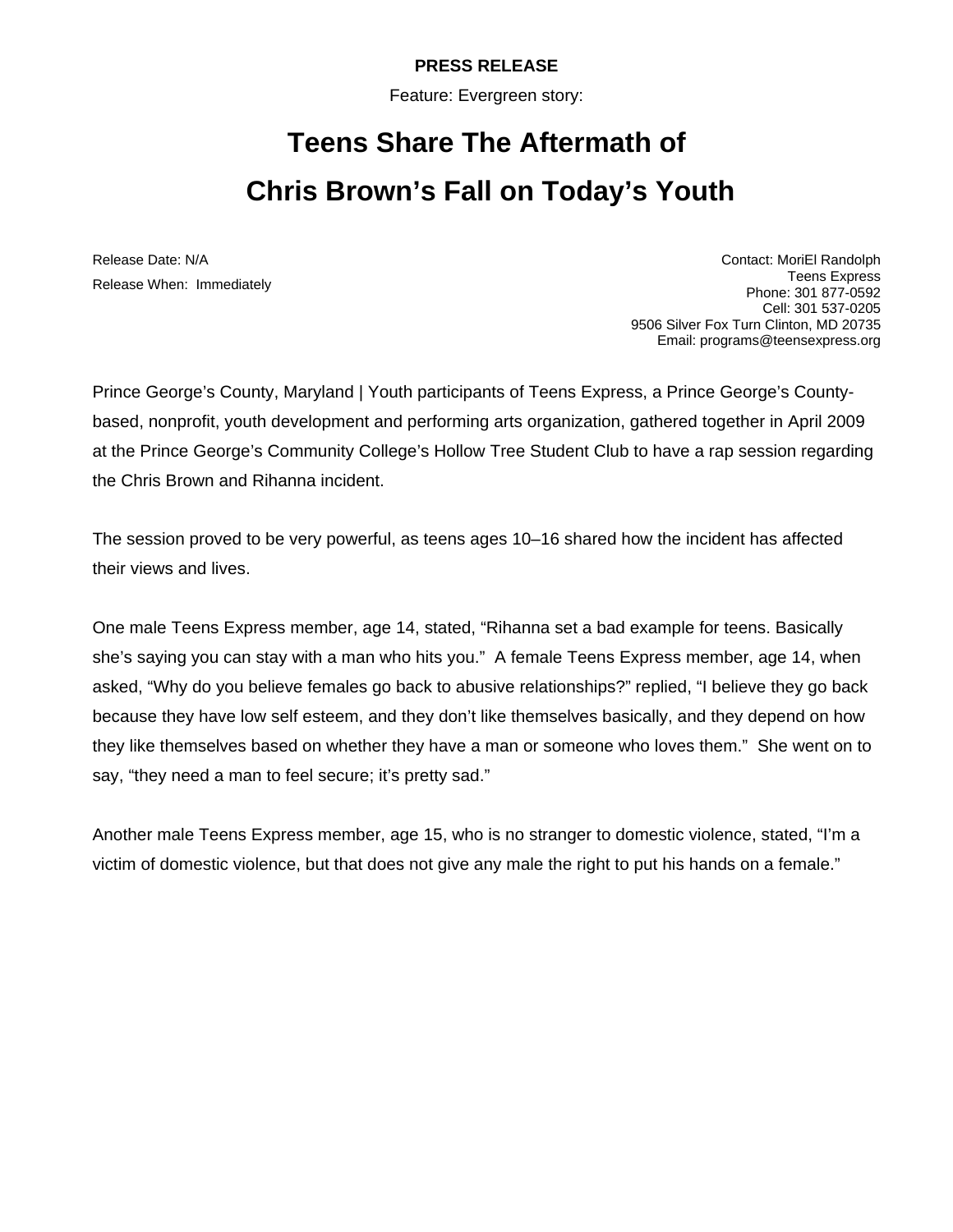**PRESS RELEASE**

Feature: Evergreen story:

# Teens Share The Aftermath of Chris Brown's Fall on Today's Youth

Release Date: N/A

Release When: Immediately

Contact: MoriEl Randolph
Teens Express
Phone: 301 877-0592
Cell: 301 537-0205
9506 Silver Fox Turn Clinton, MD 20735
Email: programs@teensexpress.org

Prince George's County, Maryland | Youth participants of Teens Express, a Prince George's County-based, nonprofit, youth development and performing arts organization, gathered together in April 2009 at the Prince George's Community College's Hollow Tree Student Club to have a rap session regarding the Chris Brown and Rihanna incident.

The session proved to be very powerful, as teens ages 10–16 shared how the incident has affected their views and lives.

One male Teens Express member, age 14, stated, "Rihanna set a bad example for teens. Basically she's saying you can stay with a man who hits you." A female Teens Express member, age 14, when asked, "Why do you believe females go back to abusive relationships?" replied, "I believe they go back because they have low self esteem, and they don't like themselves basically, and they depend on how they like themselves based on whether they have a man or someone who loves them." She went on to say, "they need a man to feel secure; it's pretty sad."

Another male Teens Express member, age 15, who is no stranger to domestic violence, stated, "I'm a victim of domestic violence, but that does not give any male the right to put his hands on a female."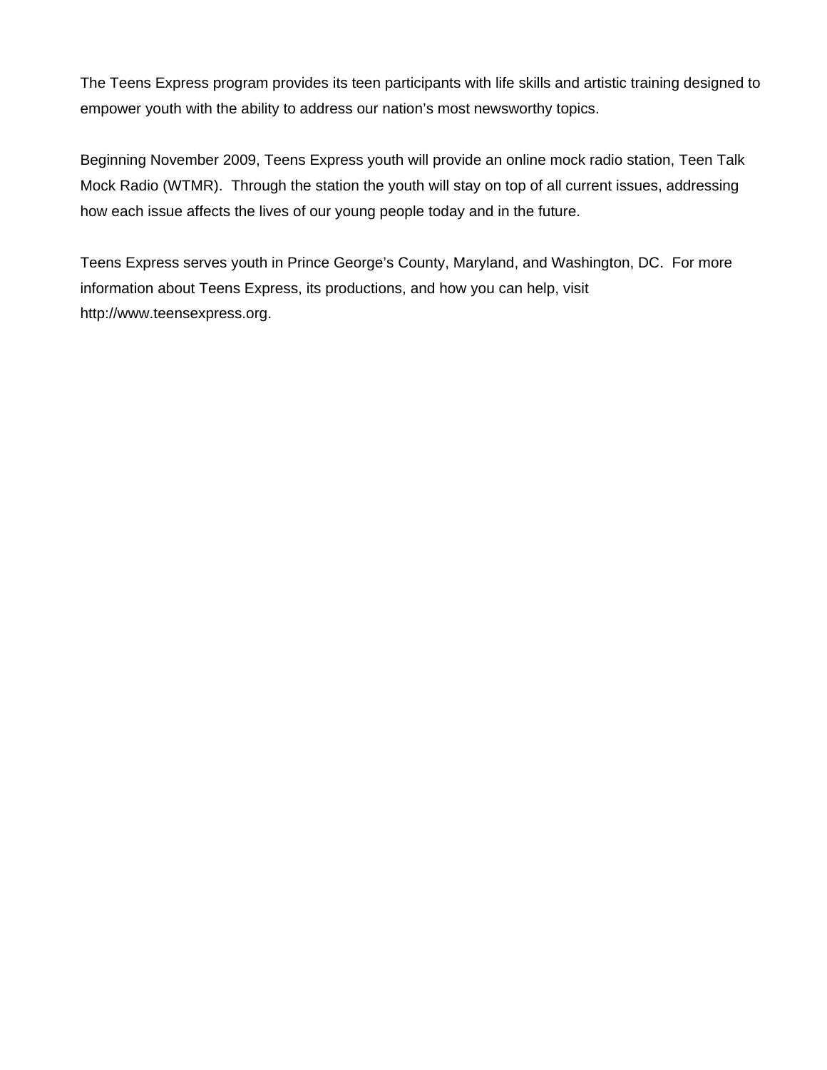The Teens Express program provides its teen participants with life skills and artistic training designed to empower youth with the ability to address our nation's most newsworthy topics.

Beginning November 2009, Teens Express youth will provide an online mock radio station, Teen Talk Mock Radio (WTMR). Through the station the youth will stay on top of all current issues, addressing how each issue affects the lives of our young people today and in the future.

Teens Express serves youth in Prince George's County, Maryland, and Washington, DC. For more information about Teens Express, its productions, and how you can help, visit http://www.teensexpress.org.